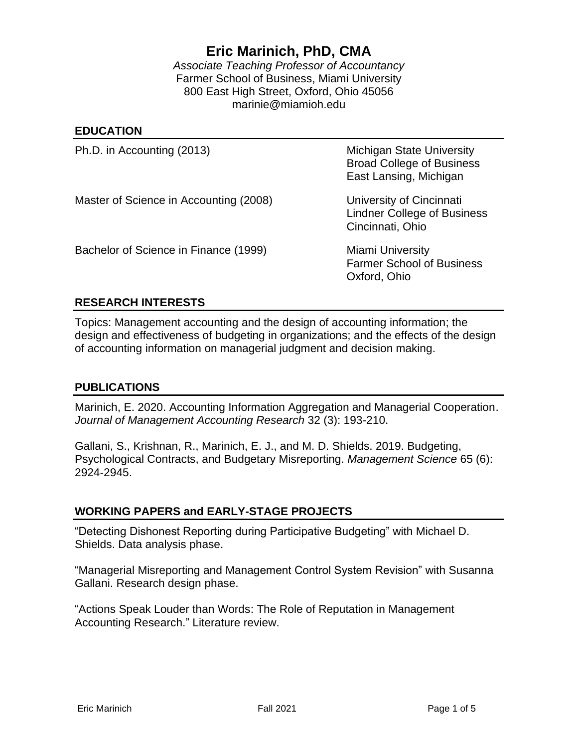# Eric Marinich, PhD, CMA

*Associate Teaching Professor of Accountancy*
Farmer School of Business, Miami University
800 East High Street, Oxford, Ohio 45056
marinie@miamioh.edu

## EDUCATION

Ph.D. in Accounting (2013) — Michigan State University, Broad College of Business, East Lansing, Michigan

Master of Science in Accounting (2008) — University of Cincinnati, Lindner College of Business, Cincinnati, Ohio

Bachelor of Science in Finance (1999) — Miami University, Farmer School of Business, Oxford, Ohio

## RESEARCH INTERESTS

Topics: Management accounting and the design of accounting information; the design and effectiveness of budgeting in organizations; and the effects of the design of accounting information on managerial judgment and decision making.

## PUBLICATIONS

Marinich, E. 2020. Accounting Information Aggregation and Managerial Cooperation. *Journal of Management Accounting Research* 32 (3): 193-210.

Gallani, S., Krishnan, R., Marinich, E. J., and M. D. Shields. 2019. Budgeting, Psychological Contracts, and Budgetary Misreporting. *Management Science* 65 (6): 2924-2945.

## WORKING PAPERS and EARLY-STAGE PROJECTS

"Detecting Dishonest Reporting during Participative Budgeting" with Michael D. Shields. Data analysis phase.

"Managerial Misreporting and Management Control System Revision" with Susanna Gallani. Research design phase.

"Actions Speak Louder than Words: The Role of Reputation in Management Accounting Research." Literature review.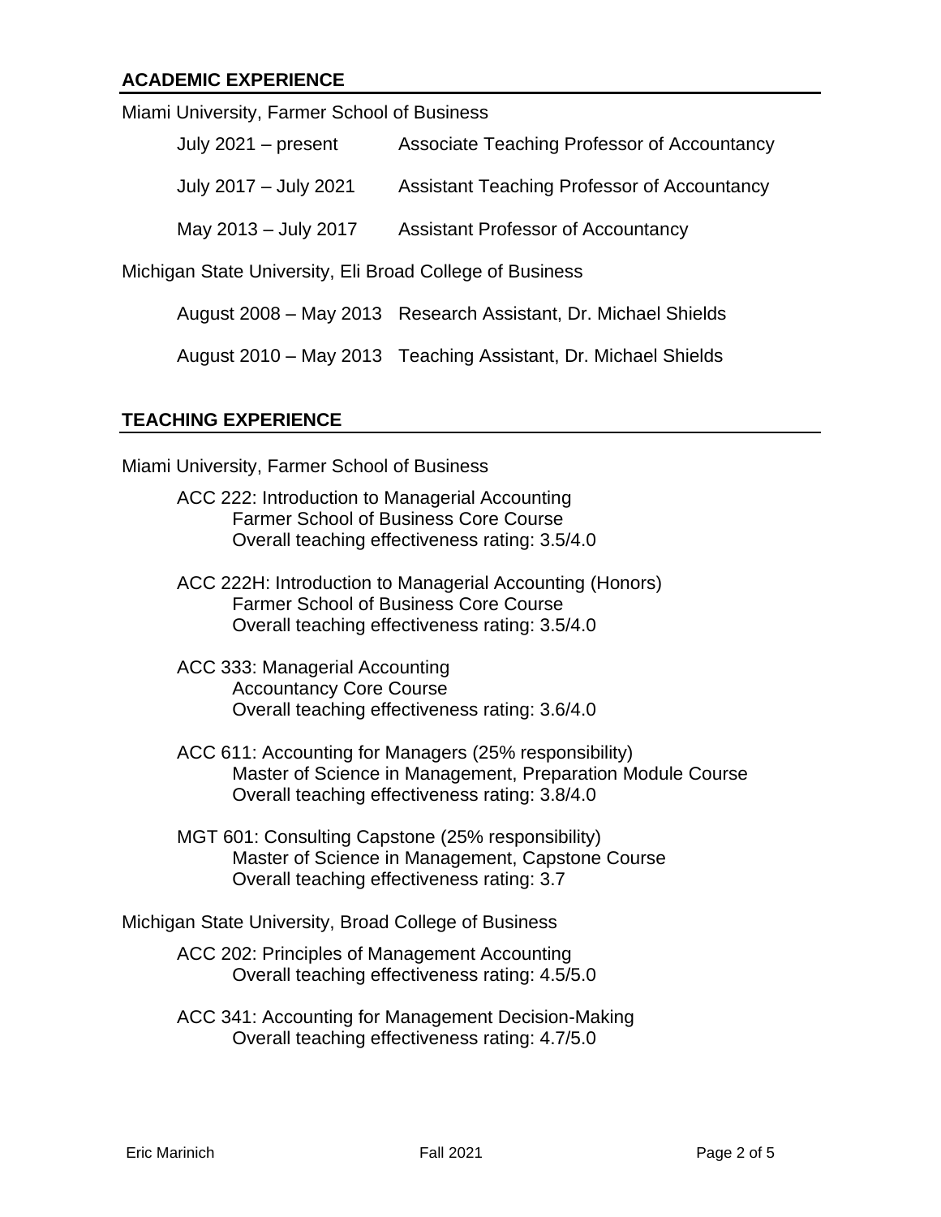## ACADEMIC EXPERIENCE

Miami University, Farmer School of Business

| | |
|---|---|
| July 2021 – present | Associate Teaching Professor of Accountancy |
| July 2017 – July 2021 | Assistant Teaching Professor of Accountancy |
| May 2013 – July 2017 | Assistant Professor of Accountancy |

Michigan State University, Eli Broad College of Business

| | |
|---|---|
| August 2008 – May 2013 | Research Assistant, Dr. Michael Shields |
| August 2010 – May 2013 | Teaching Assistant, Dr. Michael Shields |

## TEACHING EXPERIENCE

Miami University, Farmer School of Business

ACC 222: Introduction to Managerial Accounting
Farmer School of Business Core Course
Overall teaching effectiveness rating: 3.5/4.0

ACC 222H: Introduction to Managerial Accounting (Honors)
Farmer School of Business Core Course
Overall teaching effectiveness rating: 3.5/4.0

ACC 333: Managerial Accounting
Accountancy Core Course
Overall teaching effectiveness rating: 3.6/4.0

ACC 611: Accounting for Managers (25% responsibility)
Master of Science in Management, Preparation Module Course
Overall teaching effectiveness rating: 3.8/4.0

MGT 601: Consulting Capstone (25% responsibility)
Master of Science in Management, Capstone Course
Overall teaching effectiveness rating: 3.7

Michigan State University, Broad College of Business

ACC 202: Principles of Management Accounting
Overall teaching effectiveness rating: 4.5/5.0

ACC 341: Accounting for Management Decision-Making
Overall teaching effectiveness rating: 4.7/5.0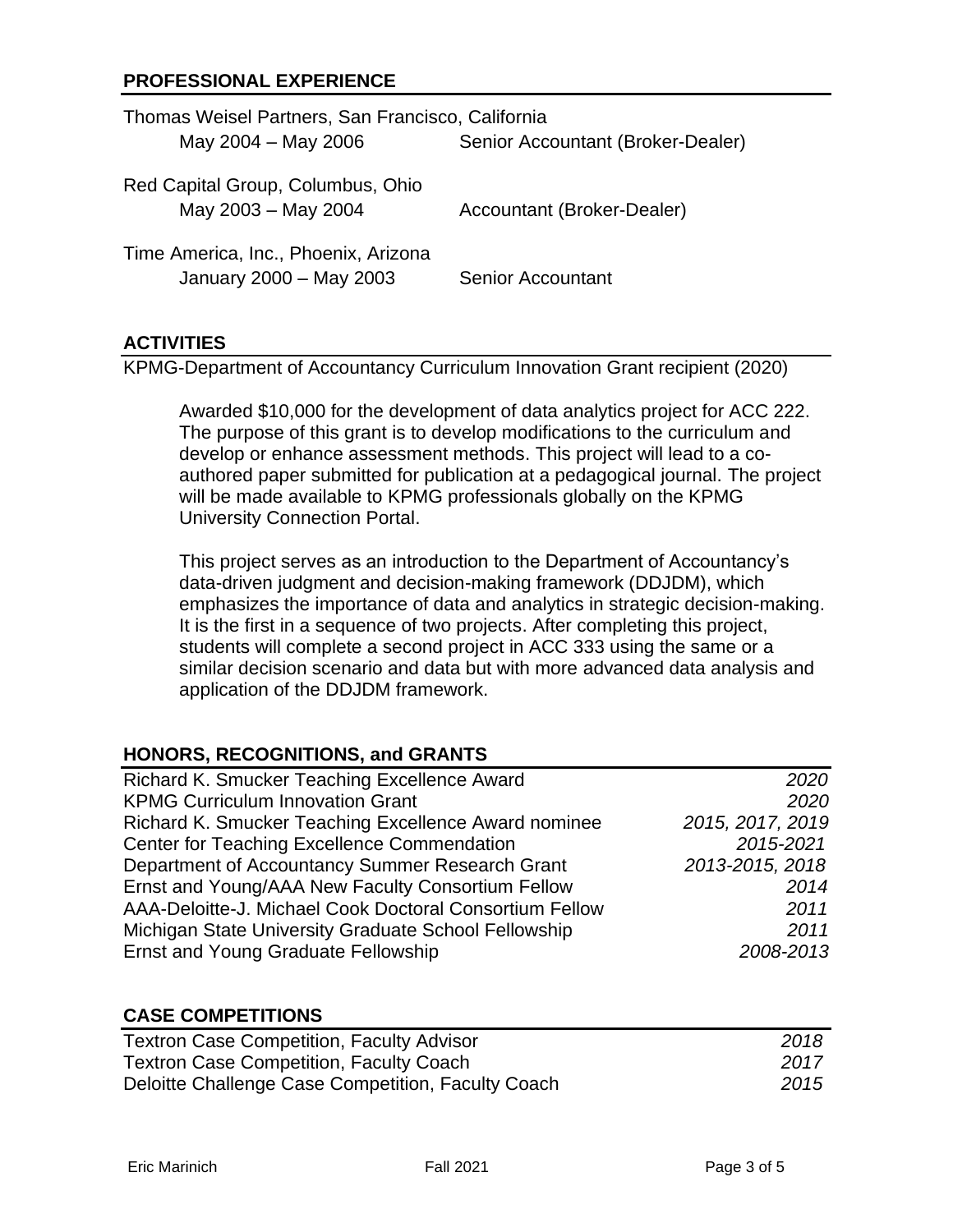## PROFESSIONAL EXPERIENCE

Thomas Weisel Partners, San Francisco, California
May 2004 – May 2006 — Senior Accountant (Broker-Dealer)

Red Capital Group, Columbus, Ohio
May 2003 – May 2004 — Accountant (Broker-Dealer)

Time America, Inc., Phoenix, Arizona
January 2000 – May 2003 — Senior Accountant

## ACTIVITIES

KPMG-Department of Accountancy Curriculum Innovation Grant recipient (2020)

Awarded $10,000 for the development of data analytics project for ACC 222. The purpose of this grant is to develop modifications to the curriculum and develop or enhance assessment methods. This project will lead to a co-authored paper submitted for publication at a pedagogical journal. The project will be made available to KPMG professionals globally on the KPMG University Connection Portal.

This project serves as an introduction to the Department of Accountancy's data-driven judgment and decision-making framework (DDJDM), which emphasizes the importance of data and analytics in strategic decision-making. It is the first in a sequence of two projects. After completing this project, students will complete a second project in ACC 333 using the same or a similar decision scenario and data but with more advanced data analysis and application of the DDJDM framework.

## HONORS, RECOGNITIONS, and GRANTS

| | |
|---|---|
| Richard K. Smucker Teaching Excellence Award | *2020* |
| KPMG Curriculum Innovation Grant | *2020* |
| Richard K. Smucker Teaching Excellence Award nominee | *2015, 2017, 2019* |
| Center for Teaching Excellence Commendation | *2015-2021* |
| Department of Accountancy Summer Research Grant | *2013-2015, 2018* |
| Ernst and Young/AAA New Faculty Consortium Fellow | *2014* |
| AAA-Deloitte-J. Michael Cook Doctoral Consortium Fellow | *2011* |
| Michigan State University Graduate School Fellowship | *2011* |
| Ernst and Young Graduate Fellowship | *2008-2013* |

## CASE COMPETITIONS

| | |
|---|---|
| Textron Case Competition, Faculty Advisor | *2018* |
| Textron Case Competition, Faculty Coach | *2017* |
| Deloitte Challenge Case Competition, Faculty Coach | *2015* |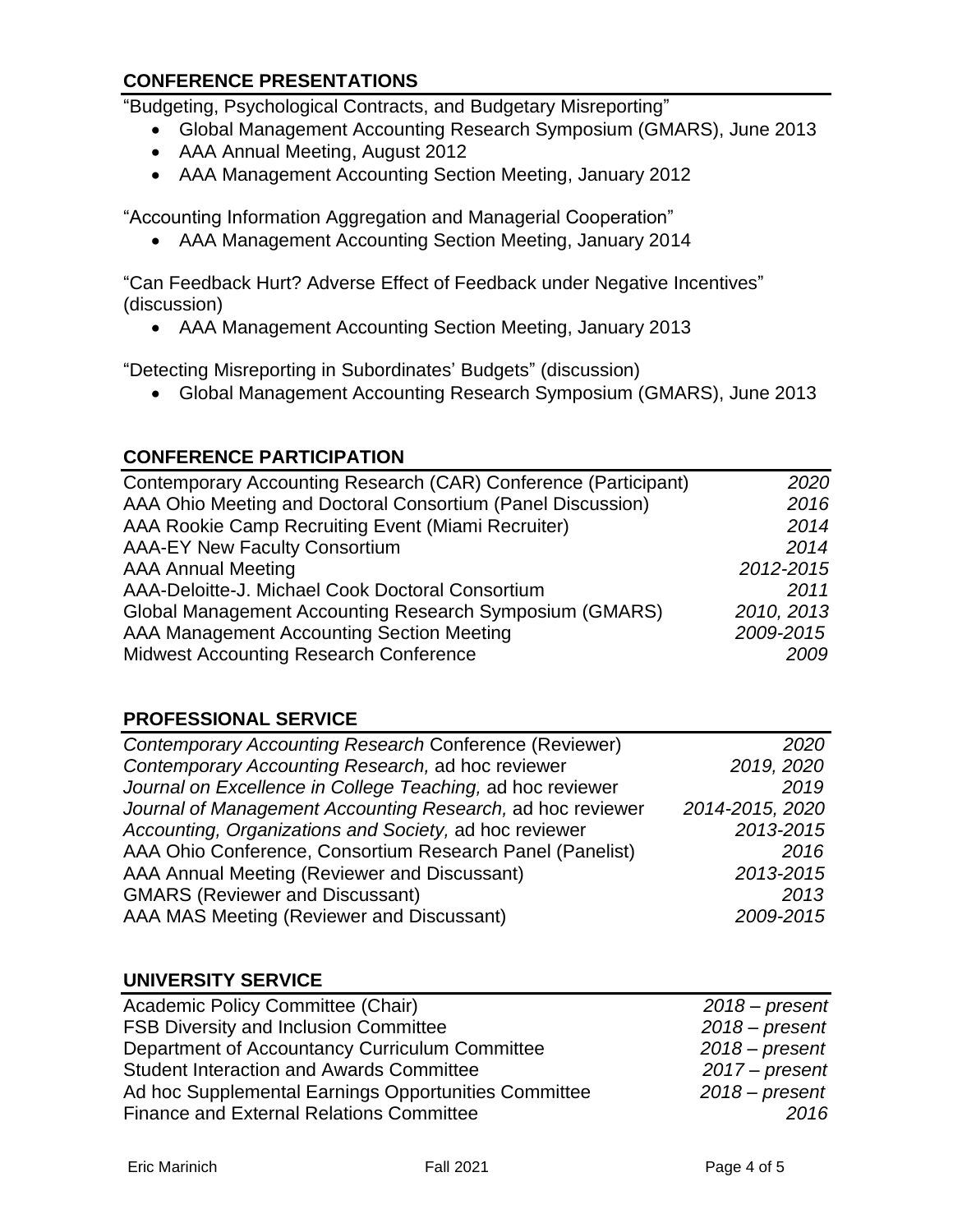## CONFERENCE PRESENTATIONS

"Budgeting, Psychological Contracts, and Budgetary Misreporting"

- Global Management Accounting Research Symposium (GMARS), June 2013
- AAA Annual Meeting, August 2012
- AAA Management Accounting Section Meeting, January 2012

"Accounting Information Aggregation and Managerial Cooperation"

- AAA Management Accounting Section Meeting, January 2014

"Can Feedback Hurt? Adverse Effect of Feedback under Negative Incentives" (discussion)

- AAA Management Accounting Section Meeting, January 2013

"Detecting Misreporting in Subordinates' Budgets" (discussion)

- Global Management Accounting Research Symposium (GMARS), June 2013

## CONFERENCE PARTICIPATION

| | |
|---|---|
| Contemporary Accounting Research (CAR) Conference (Participant) | *2020* |
| AAA Ohio Meeting and Doctoral Consortium (Panel Discussion) | *2016* |
| AAA Rookie Camp Recruiting Event (Miami Recruiter) | *2014* |
| AAA-EY New Faculty Consortium | *2014* |
| AAA Annual Meeting | *2012-2015* |
| AAA-Deloitte-J. Michael Cook Doctoral Consortium | *2011* |
| Global Management Accounting Research Symposium (GMARS) | *2010, 2013* |
| AAA Management Accounting Section Meeting | *2009-2015* |
| Midwest Accounting Research Conference | *2009* |

## PROFESSIONAL SERVICE

| | |
|---|---|
| *Contemporary Accounting Research* Conference (Reviewer) | *2020* |
| *Contemporary Accounting Research,* ad hoc reviewer | *2019, 2020* |
| *Journal on Excellence in College Teaching,* ad hoc reviewer | *2019* |
| *Journal of Management Accounting Research,* ad hoc reviewer | *2014-2015, 2020* |
| *Accounting, Organizations and Society,* ad hoc reviewer | *2013-2015* |
| AAA Ohio Conference, Consortium Research Panel (Panelist) | *2016* |
| AAA Annual Meeting (Reviewer and Discussant) | *2013-2015* |
| GMARS (Reviewer and Discussant) | *2013* |
| AAA MAS Meeting (Reviewer and Discussant) | *2009-2015* |

## UNIVERSITY SERVICE

| | |
|---|---|
| Academic Policy Committee (Chair) | *2018 – present* |
| FSB Diversity and Inclusion Committee | *2018 – present* |
| Department of Accountancy Curriculum Committee | *2018 – present* |
| Student Interaction and Awards Committee | *2017 – present* |
| Ad hoc Supplemental Earnings Opportunities Committee | *2018 – present* |
| Finance and External Relations Committee | *2016* |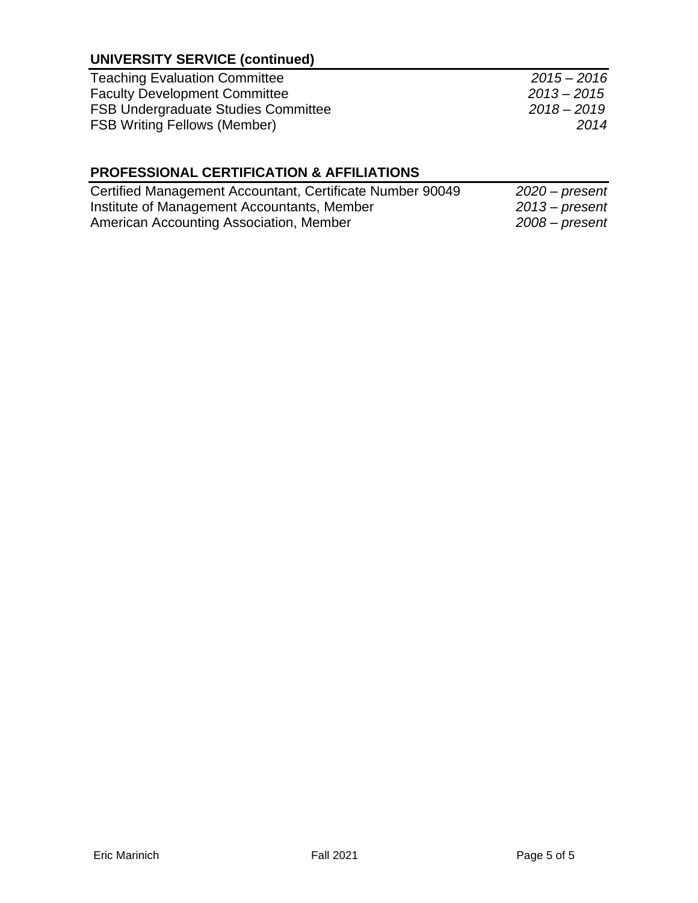## UNIVERSITY SERVICE (continued)

| | |
|---|---|
| Teaching Evaluation Committee | *2015 – 2016* |
| Faculty Development Committee | *2013 – 2015* |
| FSB Undergraduate Studies Committee | *2018 – 2019* |
| FSB Writing Fellows (Member) | *2014* |

## PROFESSIONAL CERTIFICATION & AFFILIATIONS

| | |
|---|---|
| Certified Management Accountant, Certificate Number 90049 | *2020 – present* |
| Institute of Management Accountants, Member | *2013 – present* |
| American Accounting Association, Member | *2008 – present* |